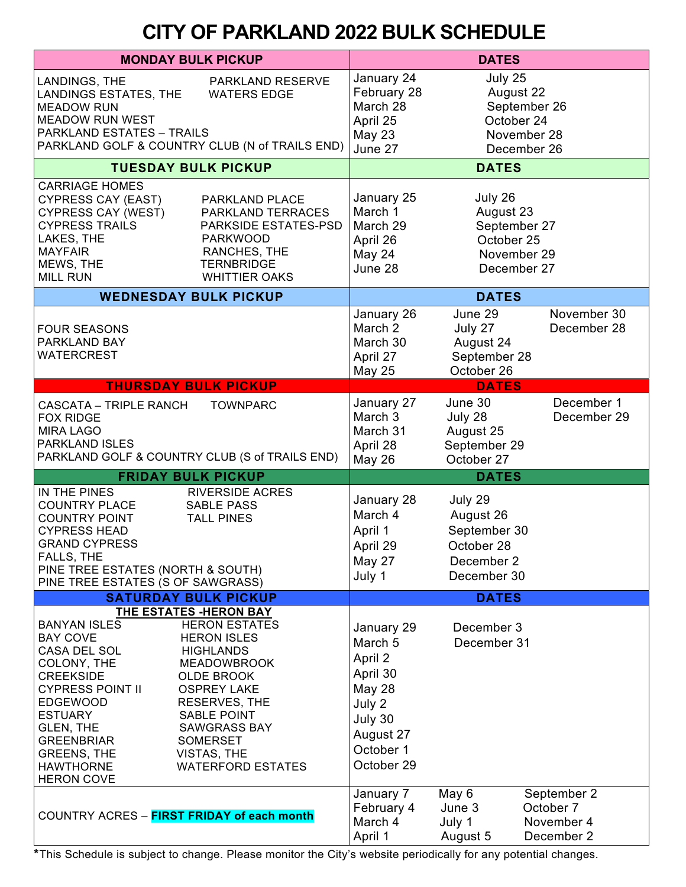# CITY OF PARKLAND 2022 BULK SCHEDULE

| MONDAY BULK PICKUP | DATES |
|---|---|
| LANDINGS, THE<br>LANDINGS ESTATES, THE<br>MEADOW RUN<br>MEADOW RUN WEST<br>PARKLAND ESTATES – TRAILS<br>PARKLAND GOLF & COUNTRY CLUB (N of TRAILS END)<br>PARKLAND RESERVE<br>WATERS EDGE | January 24<br>February 28<br>March 28<br>April 25<br>May 23<br>June 27<br>July 25<br>August 22<br>September 26<br>October 24<br>November 28<br>December 26 |

| TUESDAY BULK PICKUP | DATES |
|---|---|
| CARRIAGE HOMES<br>CYPRESS CAY (EAST)<br>CYPRESS CAY (WEST)<br>CYPRESS TRAILS<br>LAKES, THE<br>MAYFAIR<br>MEWS, THE<br>MILL RUN<br>PARKLAND PLACE<br>PARKLAND TERRACES<br>PARKSIDE ESTATES-PSD<br>PARKWOOD<br>RANCHES, THE<br>TERNBRIDGE<br>WHITTIER OAKS | January 25<br>March 1<br>March 29<br>April 26<br>May 24<br>June 28<br>July 26<br>August 23<br>September 27<br>October 25<br>November 29<br>December 27 |

| WEDNESDAY BULK PICKUP | DATES |
|---|---|
| FOUR SEASONS<br>PARKLAND BAY<br>WATERCREST | January 26<br>March 2<br>March 30<br>April 27<br>May 25<br>June 29<br>July 27<br>August 24<br>September 28<br>October 26<br>November 30<br>December 28 |

| THURSDAY BULK PICKUP | DATES |
|---|---|
| CASCATA – TRIPLE RANCH<br>FOX RIDGE<br>MIRA LAGO<br>PARKLAND ISLES<br>PARKLAND GOLF & COUNTRY CLUB (S of TRAILS END)<br>TOWNPARC | January 27<br>March 3<br>March 31<br>April 28<br>May 26<br>June 30<br>July 28<br>August 25<br>September 29<br>October 27<br>December 1<br>December 29 |

| FRIDAY BULK PICKUP | DATES |
|---|---|
| IN THE PINES<br>COUNTRY PLACE<br>COUNTRY POINT<br>CYPRESS HEAD<br>GRAND CYPRESS<br>FALLS, THE<br>PINE TREE ESTATES (NORTH & SOUTH)<br>PINE TREE ESTATES (S OF SAWGRASS)<br>RIVERSIDE ACRES<br>SABLE PASS<br>TALL PINES | January 28<br>March 4<br>April 1<br>April 29<br>May 27<br>July 1<br>July 29<br>August 26<br>September 30<br>October 28<br>December 2<br>December 30 |

| SATURDAY BULK PICKUP | DATES |
|---|---|
| **THE ESTATES -HERON BAY**<br>BANYAN ISLES<br>BAY COVE<br>CASA DEL SOL<br>COLONY, THE<br>CREEKSIDE<br>CYPRESS POINT II<br>EDGEWOOD<br>ESTUARY<br>GLEN, THE<br>GREENBRIAR<br>GREENS, THE<br>HAWTHORNE<br>HERON COVE<br>HERON ESTATES<br>HERON ISLES<br>HIGHLANDS<br>MEADOWBROOK<br>OLDE BROOK<br>OSPREY LAKE<br>RESERVES, THE<br>SABLE POINT<br>SAWGRASS BAY<br>SOMERSET<br>VISTAS, THE<br>WATERFORD ESTATES | January 29<br>March 5<br>April 2<br>April 30<br>May 28<br>July 2<br>July 30<br>August 27<br>October 1<br>October 29<br>December 3<br>December 31 |
| COUNTRY ACRES – **FIRST FRIDAY of each month** | January 7<br>February 4<br>March 4<br>April 1<br>May 6<br>June 3<br>July 1<br>August 5<br>September 2<br>October 7<br>November 4<br>December 2 |

*This Schedule is subject to change. Please monitor the City's website periodically for any potential changes.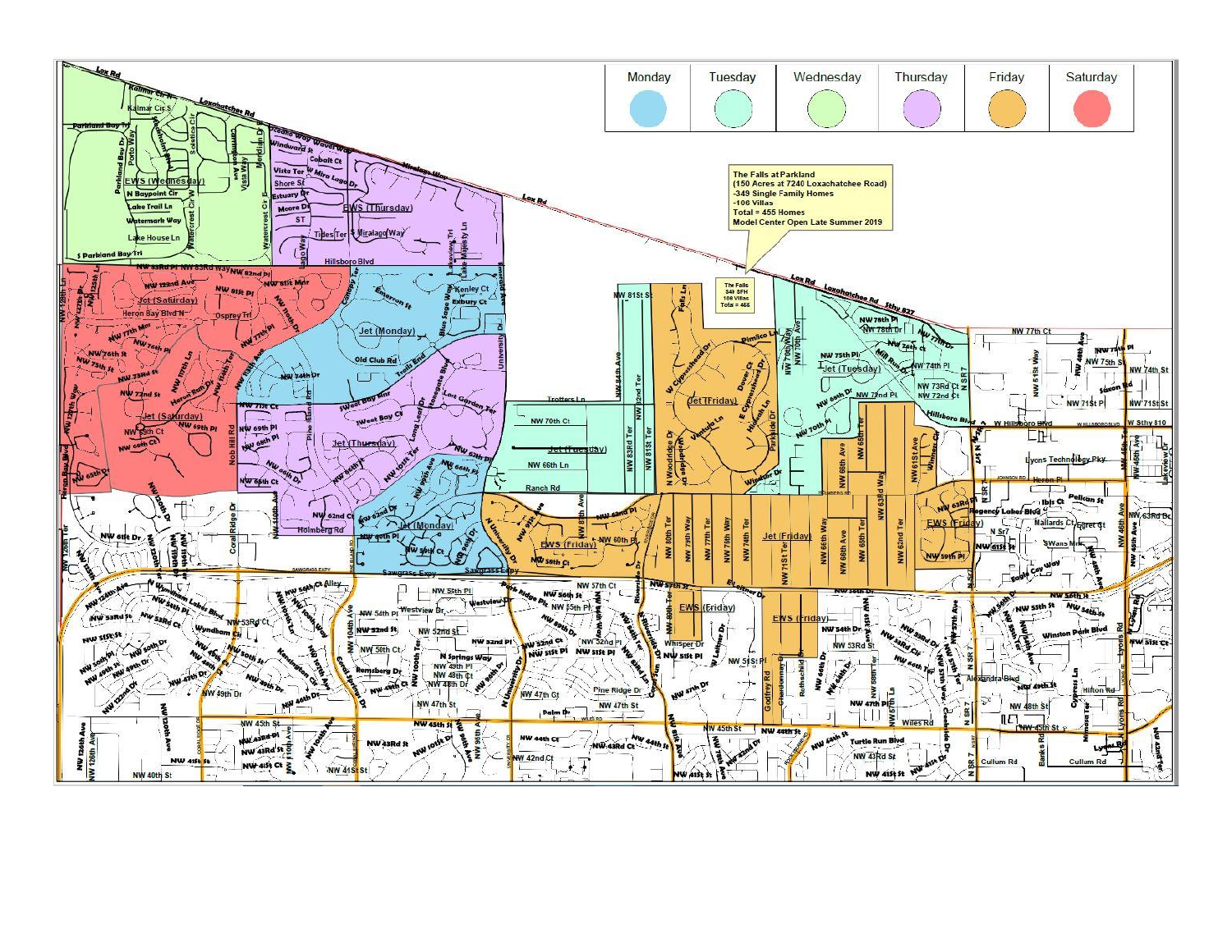Monday

Tuesday

Wednesday

Thursday

Friday

Saturday

The Falls at Parkland
(150 Acres at 7240 Loxahatchee Road)
-349 Single Family Homes
-106 Villas
Total = 455 Homes
Model Center Open Late Summer 2019

The Falls
349 SFH
106 Villas
Total = 455

EWS (Wednesday)

EWS (Thursday)

Jet (Saturday)

Jet (Monday)

Jet (Thursday)

Jet (Tuesday)

Jet (Friday)

EWS (Friday)

Lox Rd

Loxahatchee Rd

Hillsboro Blvd

Sawgrass Expy

Holmberg Rd

Trotters Ln

Ranch Rd

Nob Hill Rd

Coral Ridge Dr

University Dr

N Sr7